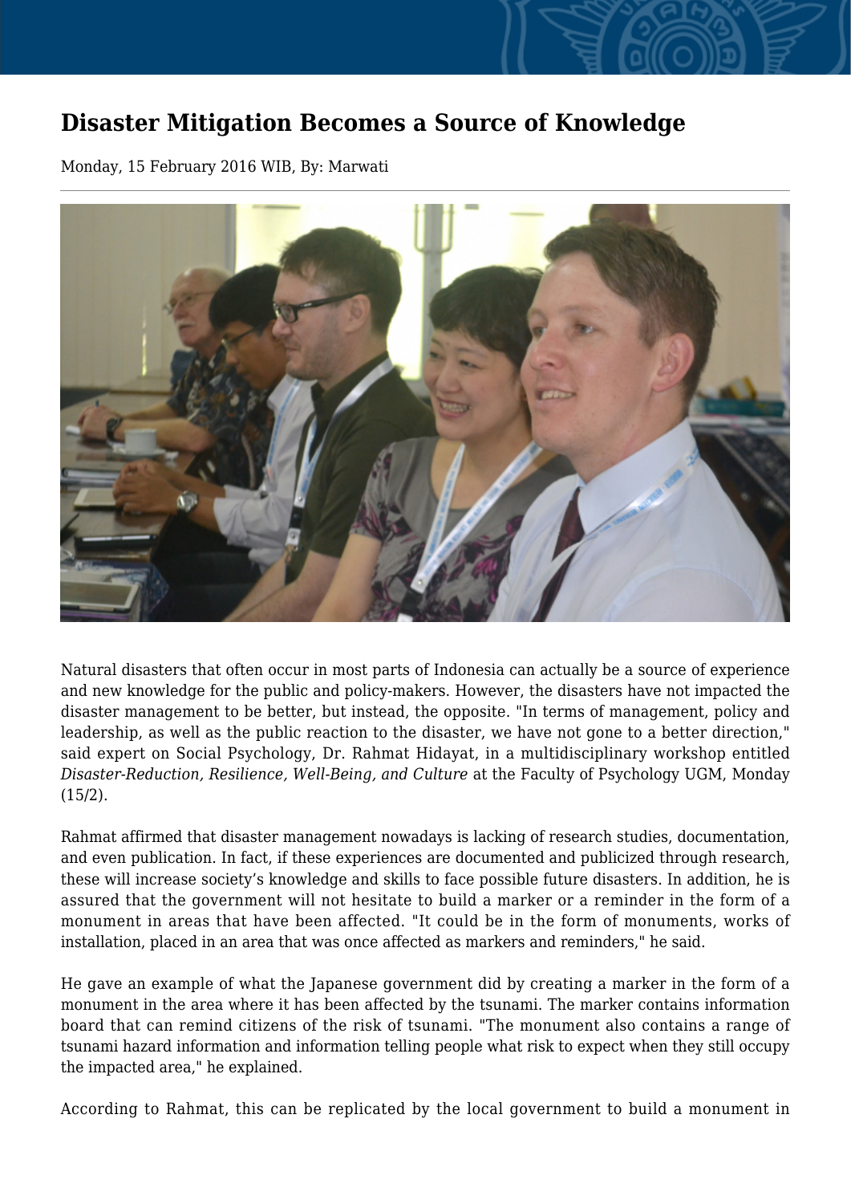# Disaster Mitigation Becomes a Source of Knowledge

Monday, 15 February 2016 WIB, By: Marwati

Natural disasters that often occur in most parts of Indonesia can actually be a source of experience and new knowledge for the public and policy-makers. However, the disasters have not impacted the disaster management to be better, but instead, the opposite. "In terms of management, policy and leadership, as well as the public reaction to the disaster, we have not gone to a better direction," said expert on Social Psychology, Dr. Rahmat Hidayat, in a multidisciplinary workshop entitled *Disaster-Reduction, Resilience, Well-Being, and Culture* at the Faculty of Psychology UGM, Monday (15/2).

Rahmat affirmed that disaster management nowadays is lacking of research studies, documentation, and even publication. In fact, if these experiences are documented and publicized through research, these will increase society's knowledge and skills to face possible future disasters. In addition, he is assured that the government will not hesitate to build a marker or a reminder in the form of a monument in areas that have been affected. "It could be in the form of monuments, works of installation, placed in an area that was once affected as markers and reminders," he said.

He gave an example of what the Japanese government did by creating a marker in the form of a monument in the area where it has been affected by the tsunami. The marker contains information board that can remind citizens of the risk of tsunami. "The monument also contains a range of tsunami hazard information and information telling people what risk to expect when they still occupy the impacted area," he explained.

According to Rahmat, this can be replicated by the local government to build a monument in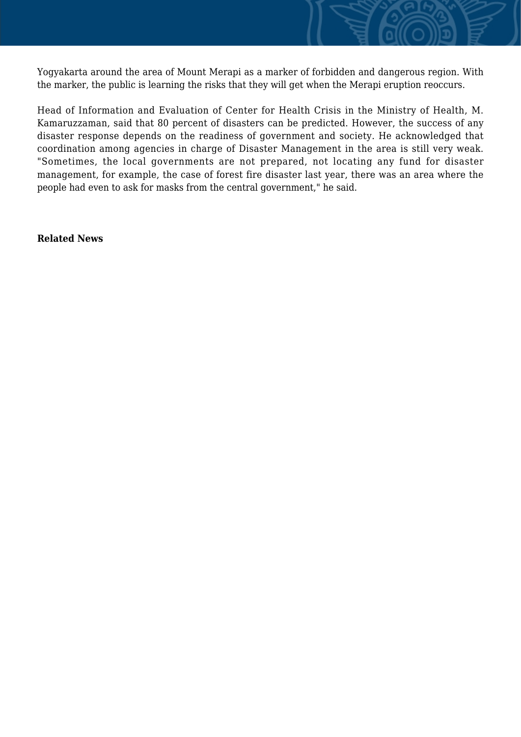Yogyakarta around the area of Mount Merapi as a marker of forbidden and dangerous region. With the marker, the public is learning the risks that they will get when the Merapi eruption reoccurs.

Head of Information and Evaluation of Center for Health Crisis in the Ministry of Health, M. Kamaruzzaman, said that 80 percent of disasters can be predicted. However, the success of any disaster response depends on the readiness of government and society. He acknowledged that coordination among agencies in charge of Disaster Management in the area is still very weak. "Sometimes, the local governments are not prepared, not locating any fund for disaster management, for example, the case of forest fire disaster last year, there was an area where the people had even to ask for masks from the central government," he said.

**Related News**